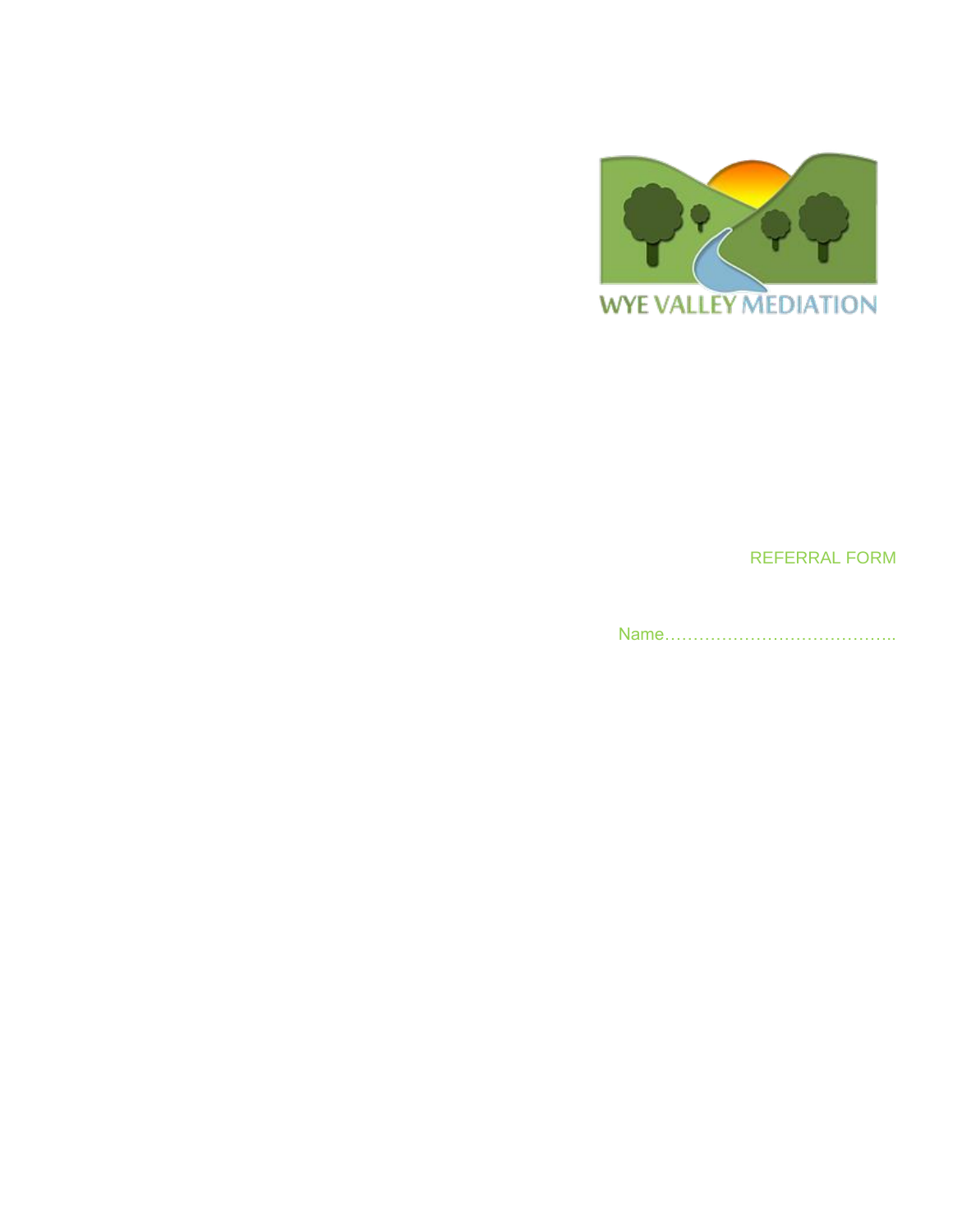WYE VALLEY MEDIATION

REFERRAL FORM

Name…………………………………..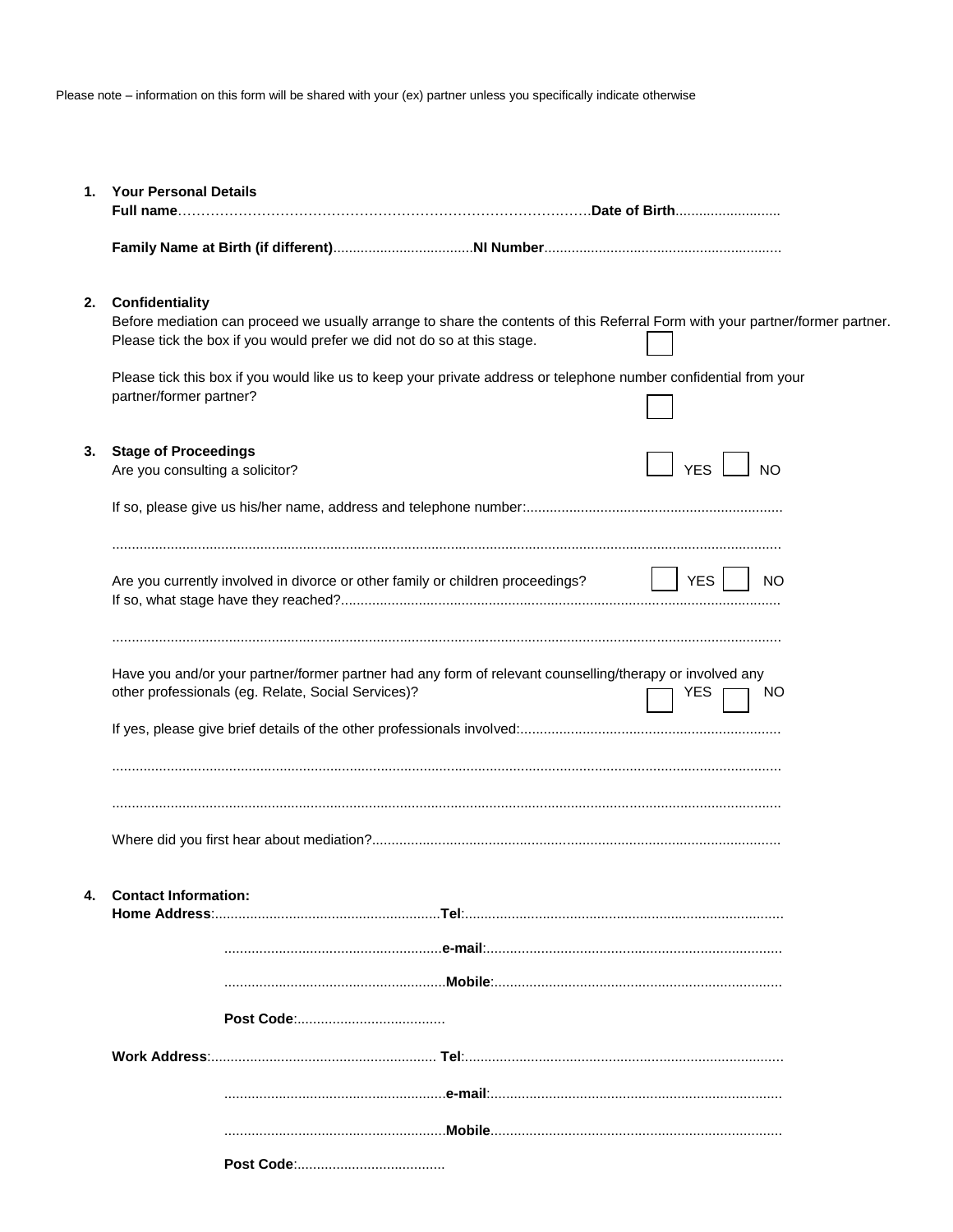Please note – information on this form will be shared with your (ex) partner unless you specifically indicate otherwise

**1. Your Personal Details**

**Full name**……………………………………………………………………………………**Date of Birth**..........................

**Family Name at Birth (if different)**....................................**NI Number**.............................................................

**2. Confidentiality**

Before mediation can proceed we usually arrange to share the contents of this Referral Form with your partner/former partner. Please tick the box if you would prefer we did not do so at this stage. ☐

Please tick this box if you would like us to keep your private address or telephone number confidential from your partner/former partner? ☐

**3. Stage of Proceedings**

Are you consulting a solicitor? ☐ YES ☐ NO

If so, please give us his/her name, address and telephone number:..................................................................

..........................................................................................................................................................................

Are you currently involved in divorce or other family or children proceedings? ☐ YES ☐ NO

If so, what stage have they reached?................................................................................................................

..........................................................................................................................................................................

Have you and/or your partner/former partner had any form of relevant counselling/therapy or involved any other professionals (eg. Relate, Social Services)? ☐ YES ☐ NO

If yes, please give brief details of the other professionals involved:...................................................................

..........................................................................................................................................................................

..........................................................................................................................................................................

Where did you first hear about mediation?........................................................................................................

**4. Contact Information:**

**Home Address**:...........................................................**Tel**:..................................................................................

........................................................**e-mail**:............................................................................

.........................................................**Mobile**:..........................................................................

**Post Code**:......................................

**Work Address**:........................................................... **Tel**:..................................................................................

.........................................................**e-mail**:...........................................................................

.........................................................**Mobile**...........................................................................

**Post Code**:......................................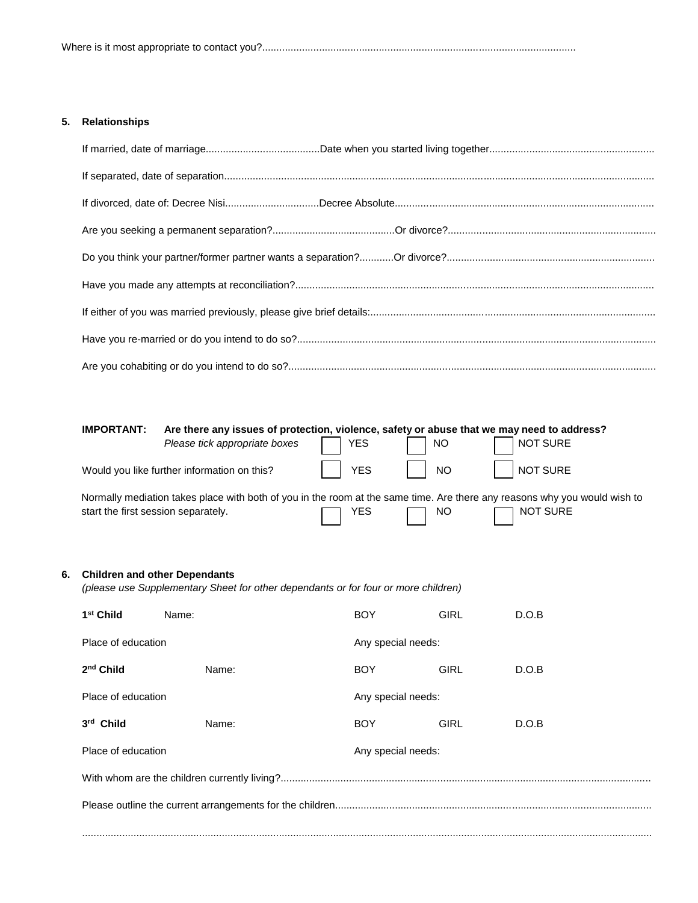Where is it most appropriate to contact you?..............................................................................................................

## 5. Relationships

If married, date of marriage........................................Date when you started living together..........................................................

If separated, date of separation.............................................................................................................................................

If divorced, date of: Decree Nisi.................................Decree Absolute.........................................................................................

Are you seeking a permanent separation?...........................................Or divorce?.........................................................................

Do you think your partner/former partner wants a separation?............Or divorce?.........................................................................

Have you made any attempts at reconciliation?...............................................................................................................................

If either of you was married previously, please give brief details:....................................................................................................

Have you re-married or do you intend to do so?..............................................................................................................................

Are you cohabiting or do you intend to do so?.................................................................................................................................

**IMPORTANT: Are there any issues of protection, violence, safety or abuse that we may need to address?**
*Please tick appropriate boxes* ☐ YES ☐ NO ☐ NOT SURE

Would you like further information on this? ☐ YES ☐ NO ☐ NOT SURE

Normally mediation takes place with both of you in the room at the same time. Are there any reasons why you would wish to start the first session separately. ☐ YES ☐ NO ☐ NOT SURE

## 6. Children and other Dependants

*(please use Supplementary Sheet for other dependants or for four or more children)*

**1st Child** Name: BOY GIRL D.O.B

Place of education Any special needs:

**2nd Child** Name: BOY GIRL D.O.B

Place of education Any special needs:

**3rd Child** Name: BOY GIRL D.O.B

Place of education Any special needs:

With whom are the children currently living?..................................................................................................................................

Please outline the current arrangements for the children...............................................................................................................

..........................................................................................................................................................................................................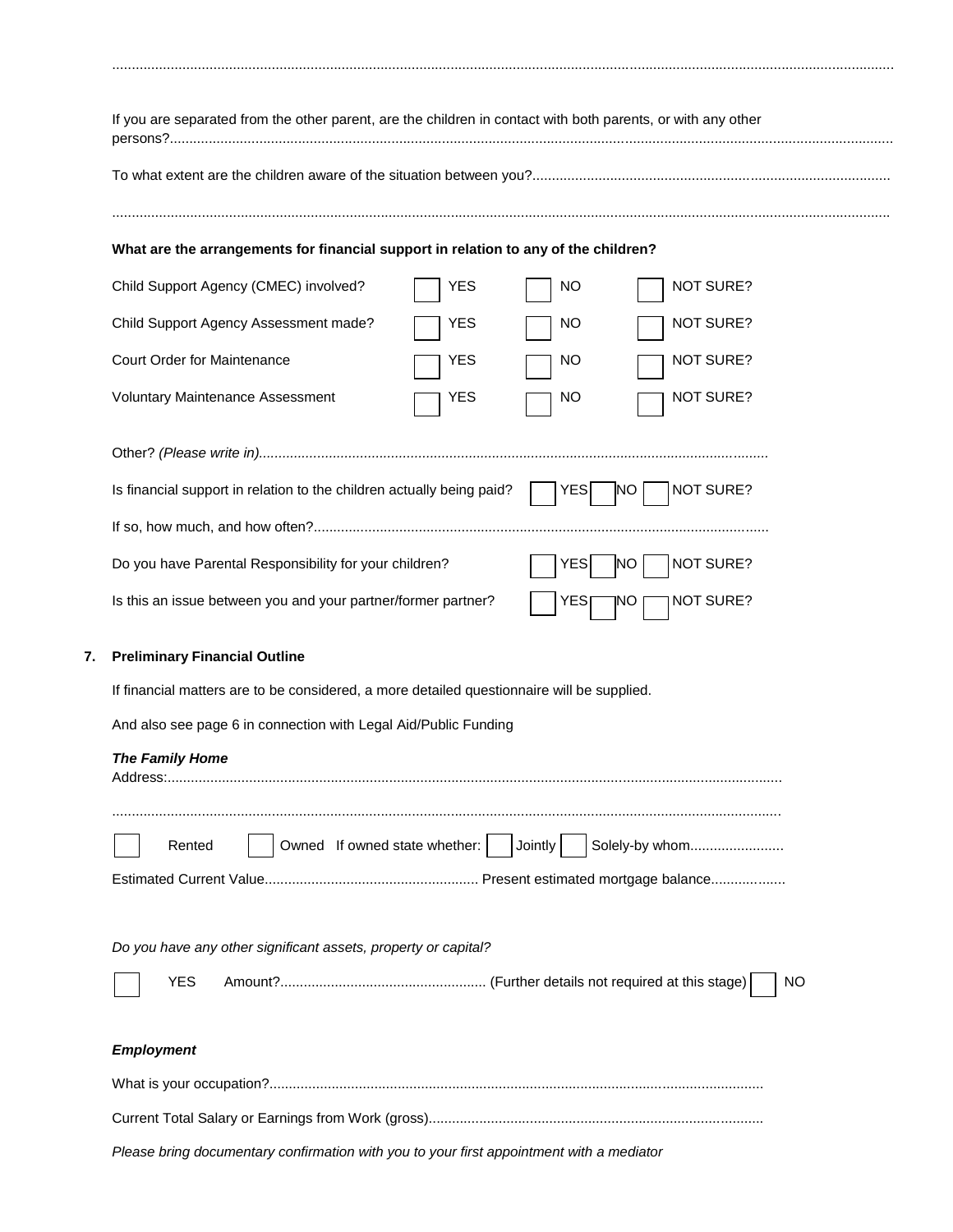.................................................................................................................................................................................................

If you are separated from the other parent, are the children in contact with both parents, or with any other persons?.................................................................................................................................................................

To what extent are the children aware of the situation between you?...........................................................................................

.................................................................................................................................................................................................

**What are the arrangements for financial support in relation to any of the children?**

| | | | |
|---|---|---|---|
| Child Support Agency (CMEC) involved? | ☐ YES | ☐ NO | ☐ NOT SURE? |
| Child Support Agency Assessment made? | ☐ YES | ☐ NO | ☐ NOT SURE? |
| Court Order for Maintenance | ☐ YES | ☐ NO | ☐ NOT SURE? |
| Voluntary Maintenance Assessment | ☐ YES | ☐ NO | ☐ NOT SURE? |

Other? *(Please write in)*.................................................................................................................................

Is financial support in relation to the children actually being paid? ☐ YES ☐ NO ☐ NOT SURE?

If so, how much, and how often?...........................................................................................................

Do you have Parental Responsibility for your children? ☐ YES ☐ NO ☐ NOT SURE?

Is this an issue between you and your partner/former partner? ☐ YES ☐ NO ☐ NOT SURE?

**7. Preliminary Financial Outline**

If financial matters are to be considered, a more detailed questionnaire will be supplied.

And also see page 6 in connection with Legal Aid/Public Funding

***The Family Home***

Address:...........................................................................................................................................

.........................................................................................................................................................

☐ Rented ☐ Owned If owned state whether: ☐ Jointly ☐ Solely-by whom........................

Estimated Current Value....................................................... Present estimated mortgage balance...................

*Do you have any other significant assets, property or capital?*

☐ YES Amount?.................................................... (Further details not required at this stage) ☐ NO

***Employment***

What is your occupation?...............................................................................................................

Current Total Salary or Earnings from Work (gross).......................................................................

*Please bring documentary confirmation with you to your first appointment with a mediator*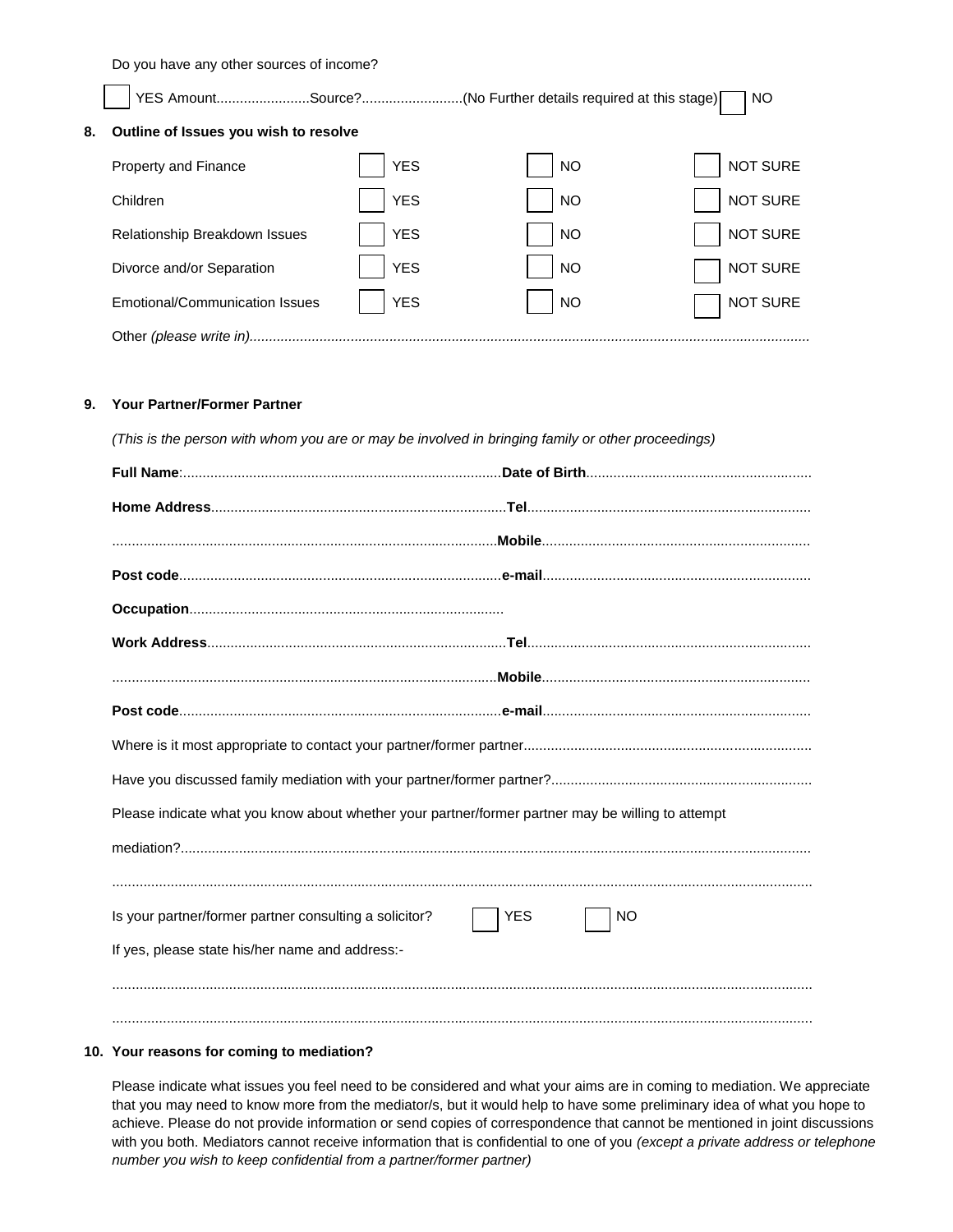Do you have any other sources of income?

☐ YES Amount........................Source?..........................(No Further details required at this stage) ☐ NO

## 8. Outline of Issues you wish to resolve

| | | | |
|---|---|---|---|
| Property and Finance | ☐ YES | ☐ NO | ☐ NOT SURE |
| Children | ☐ YES | ☐ NO | ☐ NOT SURE |
| Relationship Breakdown Issues | ☐ YES | ☐ NO | ☐ NOT SURE |
| Divorce and/or Separation | ☐ YES | ☐ NO | ☐ NOT SURE |
| Emotional/Communication Issues | ☐ YES | ☐ NO | ☐ NOT SURE |

Other *(please write in)*..................................................................................................................................................

## 9. Your Partner/Former Partner

*(This is the person with whom you are or may be involved in bringing family or other proceedings)*

**Full Name**:..................................................................................**Date of Birth**.........................................................

**Home Address**............................................................................**Tel**........................................................................

...................................................................................................**Mobile**....................................................................

**Post code**..................................................................................**e-mail**....................................................................

**Occupation**................................................................................

**Work Address**.............................................................................**Tel**........................................................................

...................................................................................................**Mobile**....................................................................

**Post code**..................................................................................**e-mail**....................................................................

Where is it most appropriate to contact your partner/former partner.........................................................................

Have you discussed family mediation with your partner/former partner?..................................................................

Please indicate what you know about whether your partner/former partner may be willing to attempt

mediation?.................................................................................................................................................................

.................................................................................................................................................................................

Is your partner/former partner consulting a solicitor? ☐ YES ☐ NO

If yes, please state his/her name and address:-

.................................................................................................................................................................................

.................................................................................................................................................................................

## 10. Your reasons for coming to mediation?

Please indicate what issues you feel need to be considered and what your aims are in coming to mediation. We appreciate that you may need to know more from the mediator/s, but it would help to have some preliminary idea of what you hope to achieve. Please do not provide information or send copies of correspondence that cannot be mentioned in joint discussions with you both. Mediators cannot receive information that is confidential to one of you *(except a private address or telephone number you wish to keep confidential from a partner/former partner)*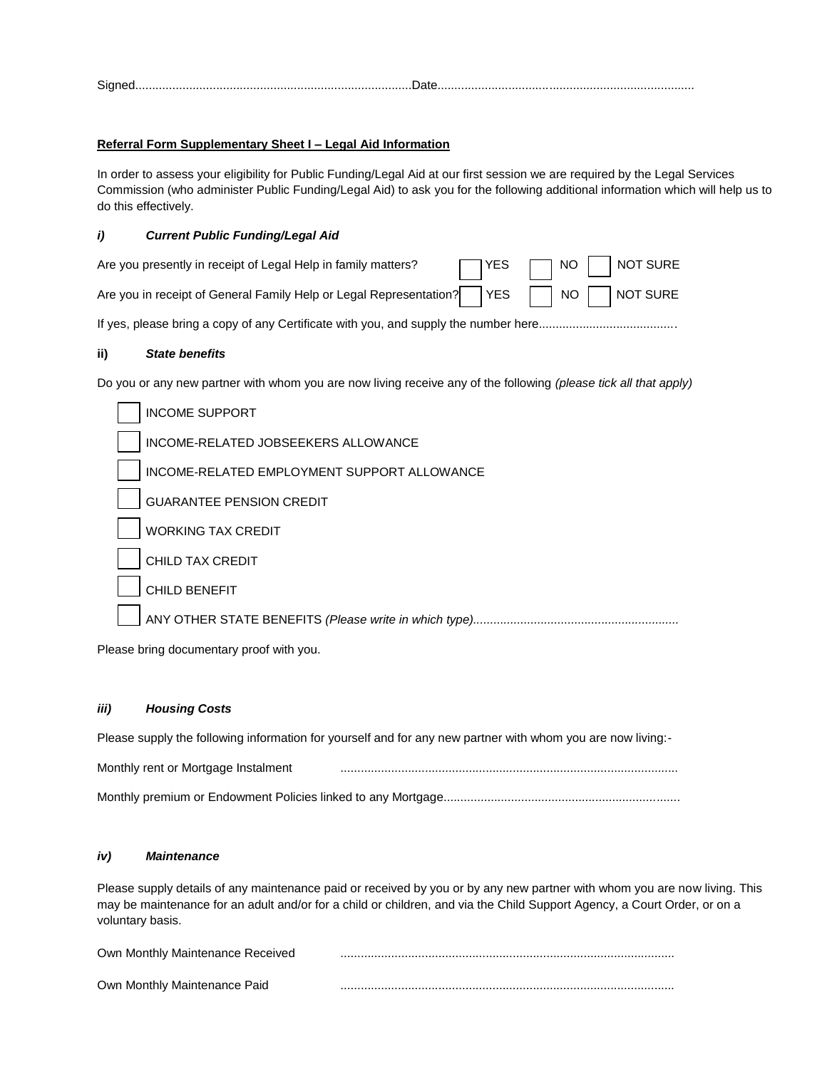Signed...................................................................................Date............................................................................

**Referral Form Supplementary Sheet I – Legal Aid Information**

In order to assess your eligibility for Public Funding/Legal Aid at our first session we are required by the Legal Services Commission (who administer Public Funding/Legal Aid) to ask you for the following additional information which will help us to do this effectively.

***i) Current Public Funding/Legal Aid***

Are you presently in receipt of Legal Help in family matters? ☐ YES ☐ NO ☐ NOT SURE

Are you in receipt of General Family Help or Legal Representation? ☐ YES ☐ NO ☐ NOT SURE

If yes, please bring a copy of any Certificate with you, and supply the number here.........................................

**ii) *State benefits***

Do you or any new partner with whom you are now living receive any of the following *(please tick all that apply)*

- ☐ INCOME SUPPORT
- ☐ INCOME-RELATED JOBSEEKERS ALLOWANCE
- ☐ INCOME-RELATED EMPLOYMENT SUPPORT ALLOWANCE
- ☐ GUARANTEE PENSION CREDIT
- ☐ WORKING TAX CREDIT
- ☐ CHILD TAX CREDIT
- ☐ CHILD BENEFIT
- ☐ ANY OTHER STATE BENEFITS *(Please write in which type)*............................................................

Please bring documentary proof with you.

***iii) Housing Costs***

Please supply the following information for yourself and for any new partner with whom you are now living:-

Monthly rent or Mortgage Instalment ....................................................................................................

Monthly premium or Endowment Policies linked to any Mortgage......................................................................

***iv) Maintenance***

Please supply details of any maintenance paid or received by you or by any new partner with whom you are now living. This may be maintenance for an adult and/or for a child or children, and via the Child Support Agency, a Court Order, or on a voluntary basis.

Own Monthly Maintenance Received ...................................................................................................

Own Monthly Maintenance Paid ...................................................................................................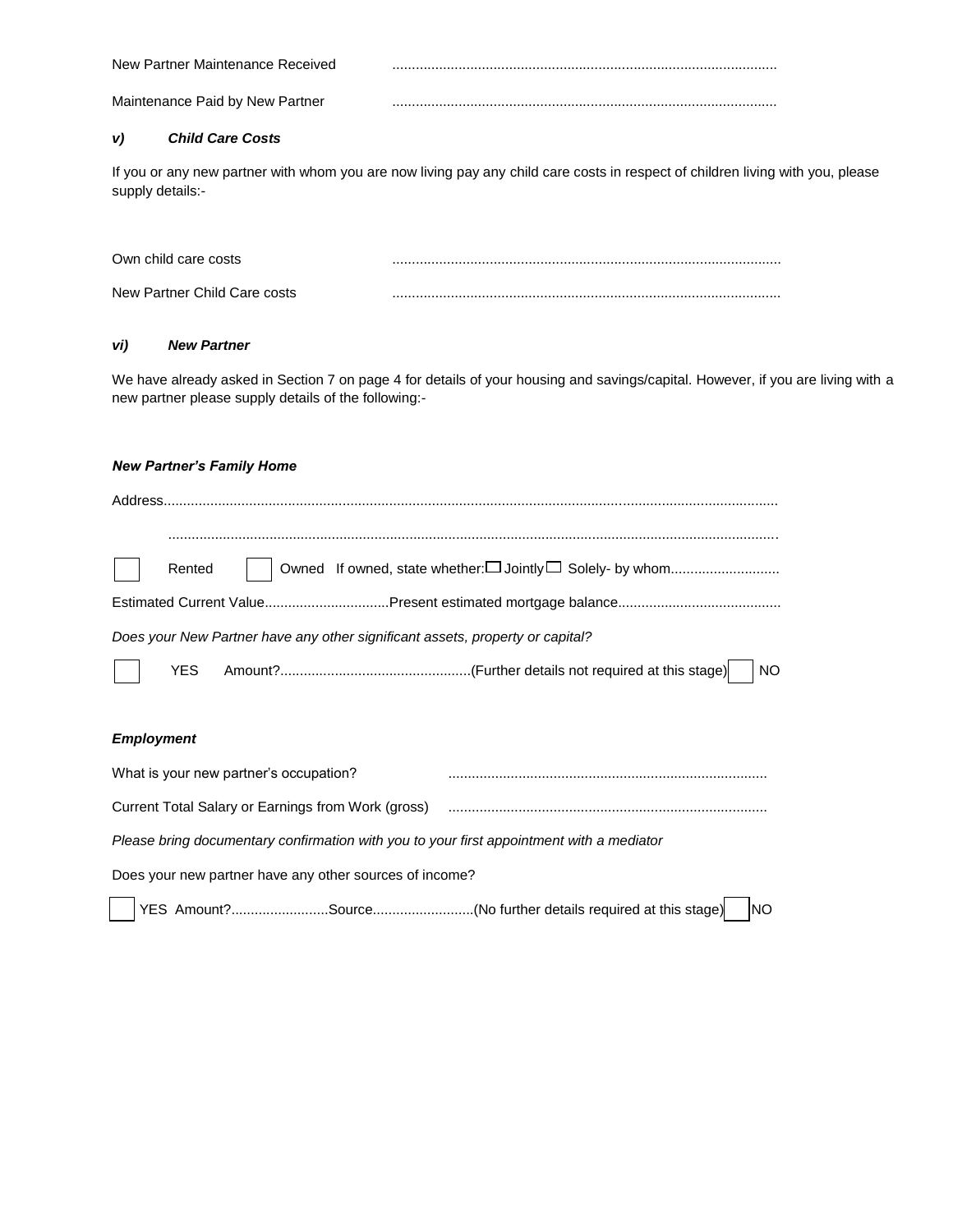New Partner Maintenance Received ..................................................................................................

Maintenance Paid by New Partner ..................................................................................................

### *v) Child Care Costs*

If you or any new partner with whom you are now living pay any child care costs in respect of children living with you, please supply details:-

Own child care costs ..................................................................................................

New Partner Child Care costs ..................................................................................................

### *vi) New Partner*

We have already asked in Section 7 on page 4 for details of your housing and savings/capital. However, if you are living with a new partner please supply details of the following:-

***New Partner's Family Home***

Address.............................................................................................................................................................

..........................................................................................................................................................

☐ Rented ☐ Owned If owned, state whether: ☐ Jointly ☐ Solely- by whom............................

Estimated Current Value................................Present estimated mortgage balance.........................................

*Does your New Partner have any other significant assets, property or capital?*

☐ YES Amount?.................................................(Further details not required at this stage) ☐ NO

***Employment***

What is your new partner's occupation? ..................................................................................

Current Total Salary or Earnings from Work (gross) ..................................................................................

*Please bring documentary confirmation with you to your first appointment with a mediator*

Does your new partner have any other sources of income?

☐ YES Amount?.........................Source..........................(No further details required at this stage) ☐ NO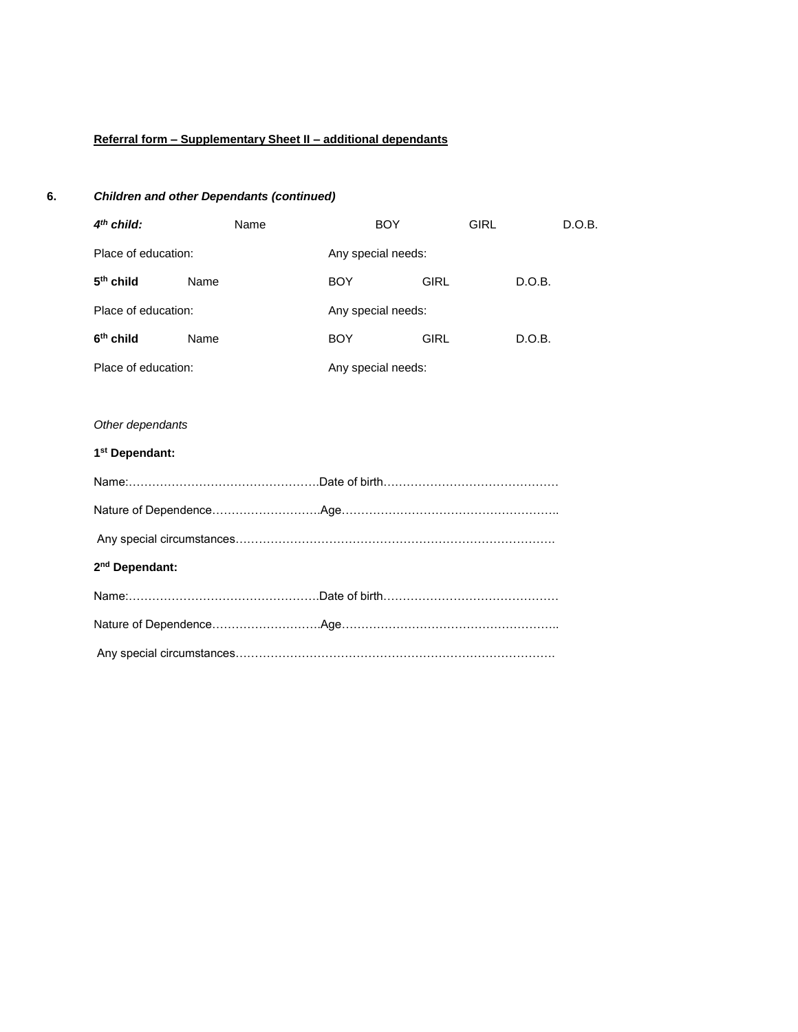**Referral form – Supplementary Sheet II – additional dependants**

**6.** ***Children and other Dependants (continued)***

| | | | | |
|---|---|---|---|---|
| ***4th child:*** | Name | BOY | GIRL | D.O.B. |
| Place of education: | | Any special needs: | | |
| **5th child** | Name | BOY | GIRL | D.O.B. |
| Place of education: | | Any special needs: | | |
| **6th child** | Name | BOY | GIRL | D.O.B. |
| Place of education: | | Any special needs: | | |

*Other dependants*

**1st Dependant:**

Name:………………………………………….Date of birth………………………………………

Nature of Dependence……………………….Age………………………………………………..

Any special circumstances……………………………………………………………………….

**2nd Dependant:**

Name:………………………………………….Date of birth………………………………………

Nature of Dependence……………………….Age………………………………………………..

Any special circumstances……………………………………………………………………….